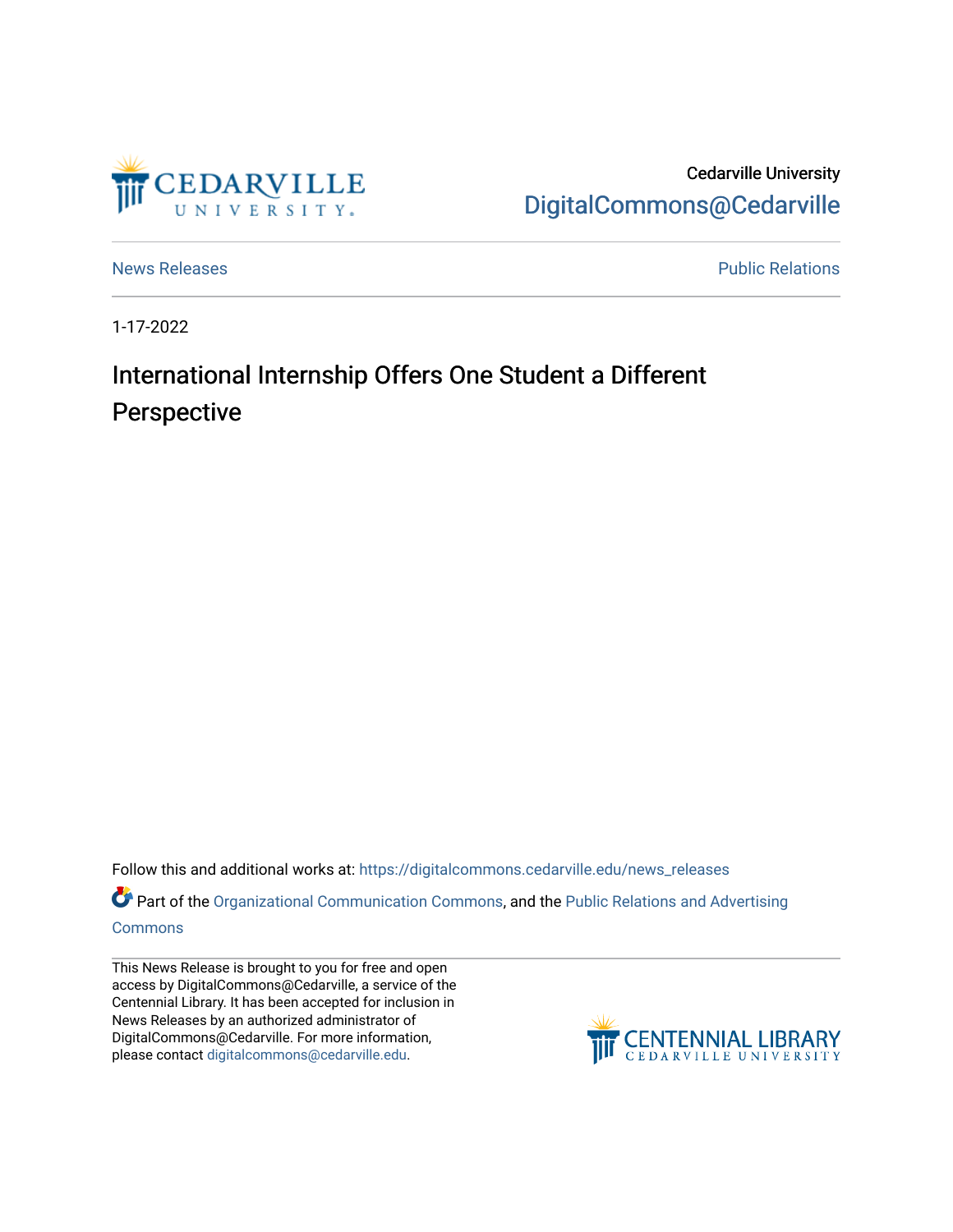Cedarville University
DigitalCommons@Cedarville

News Releases

Public Relations

1-17-2022

# International Internship Offers One Student a Different Perspective

Follow this and additional works at: https://digitalcommons.cedarville.edu/news_releases

Part of the Organizational Communication Commons, and the Public Relations and Advertising Commons

This News Release is brought to you for free and open access by DigitalCommons@Cedarville, a service of the Centennial Library. It has been accepted for inclusion in News Releases by an authorized administrator of DigitalCommons@Cedarville. For more information, please contact digitalcommons@cedarville.edu.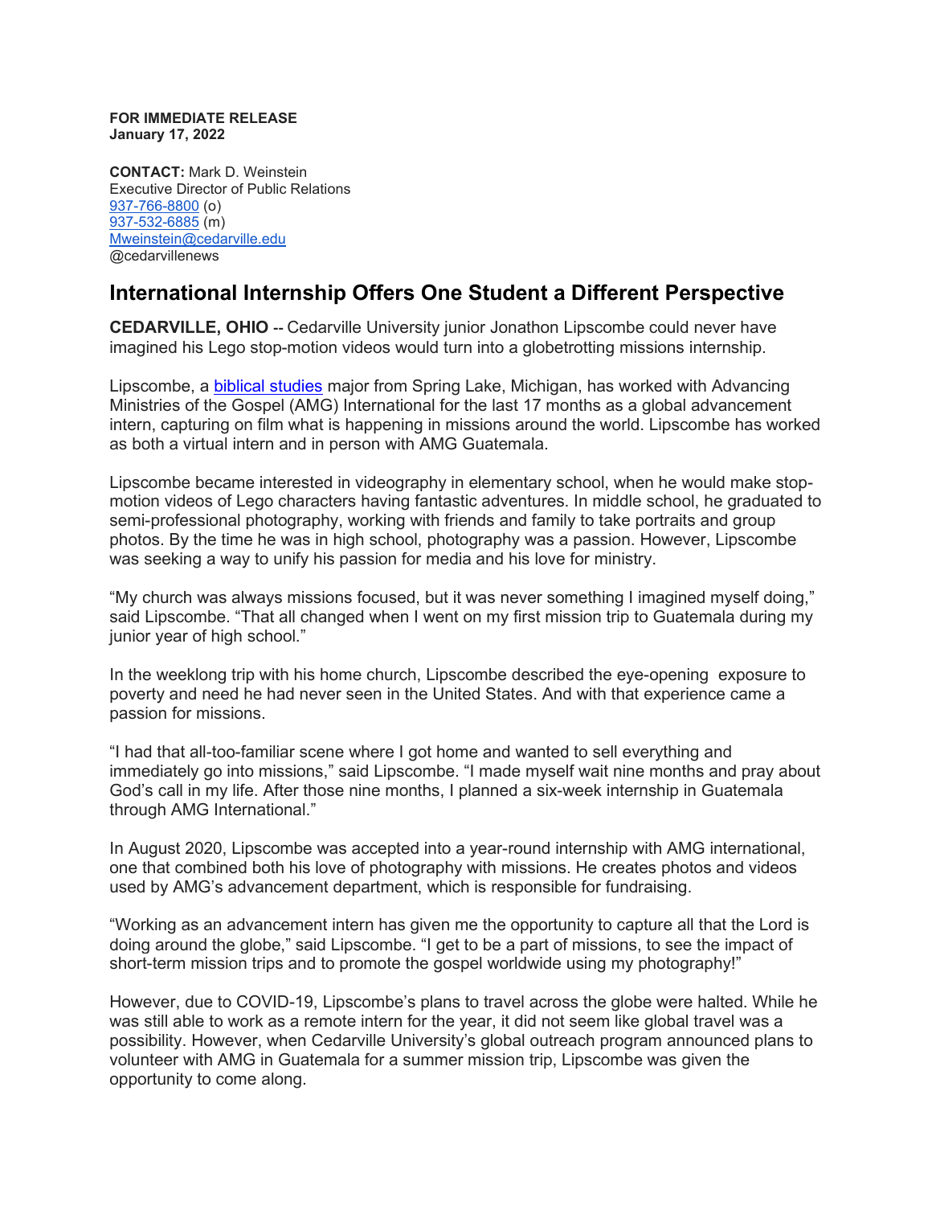**FOR IMMEDIATE RELEASE**
**January 17, 2022**

**CONTACT:** Mark D. Weinstein
Executive Director of Public Relations
937-766-8800 (o)
937-532-6885 (m)
Mweinstein@cedarville.edu
@cedarvillenews

## International Internship Offers One Student a Different Perspective

**CEDARVILLE, OHIO** -- Cedarville University junior Jonathon Lipscombe could never have imagined his Lego stop-motion videos would turn into a globetrotting missions internship.

Lipscombe, a biblical studies major from Spring Lake, Michigan, has worked with Advancing Ministries of the Gospel (AMG) International for the last 17 months as a global advancement intern, capturing on film what is happening in missions around the world. Lipscombe has worked as both a virtual intern and in person with AMG Guatemala.

Lipscombe became interested in videography in elementary school, when he would make stop-motion videos of Lego characters having fantastic adventures. In middle school, he graduated to semi-professional photography, working with friends and family to take portraits and group photos. By the time he was in high school, photography was a passion. However, Lipscombe was seeking a way to unify his passion for media and his love for ministry.

"My church was always missions focused, but it was never something I imagined myself doing," said Lipscombe. "That all changed when I went on my first mission trip to Guatemala during my junior year of high school."

In the weeklong trip with his home church, Lipscombe described the eye-opening exposure to poverty and need he had never seen in the United States. And with that experience came a passion for missions.

"I had that all-too-familiar scene where I got home and wanted to sell everything and immediately go into missions," said Lipscombe. "I made myself wait nine months and pray about God's call in my life. After those nine months, I planned a six-week internship in Guatemala through AMG International."

In August 2020, Lipscombe was accepted into a year-round internship with AMG international, one that combined both his love of photography with missions. He creates photos and videos used by AMG's advancement department, which is responsible for fundraising.

"Working as an advancement intern has given me the opportunity to capture all that the Lord is doing around the globe," said Lipscombe. "I get to be a part of missions, to see the impact of short-term mission trips and to promote the gospel worldwide using my photography!"

However, due to COVID-19, Lipscombe's plans to travel across the globe were halted. While he was still able to work as a remote intern for the year, it did not seem like global travel was a possibility. However, when Cedarville University's global outreach program announced plans to volunteer with AMG in Guatemala for a summer mission trip, Lipscombe was given the opportunity to come along.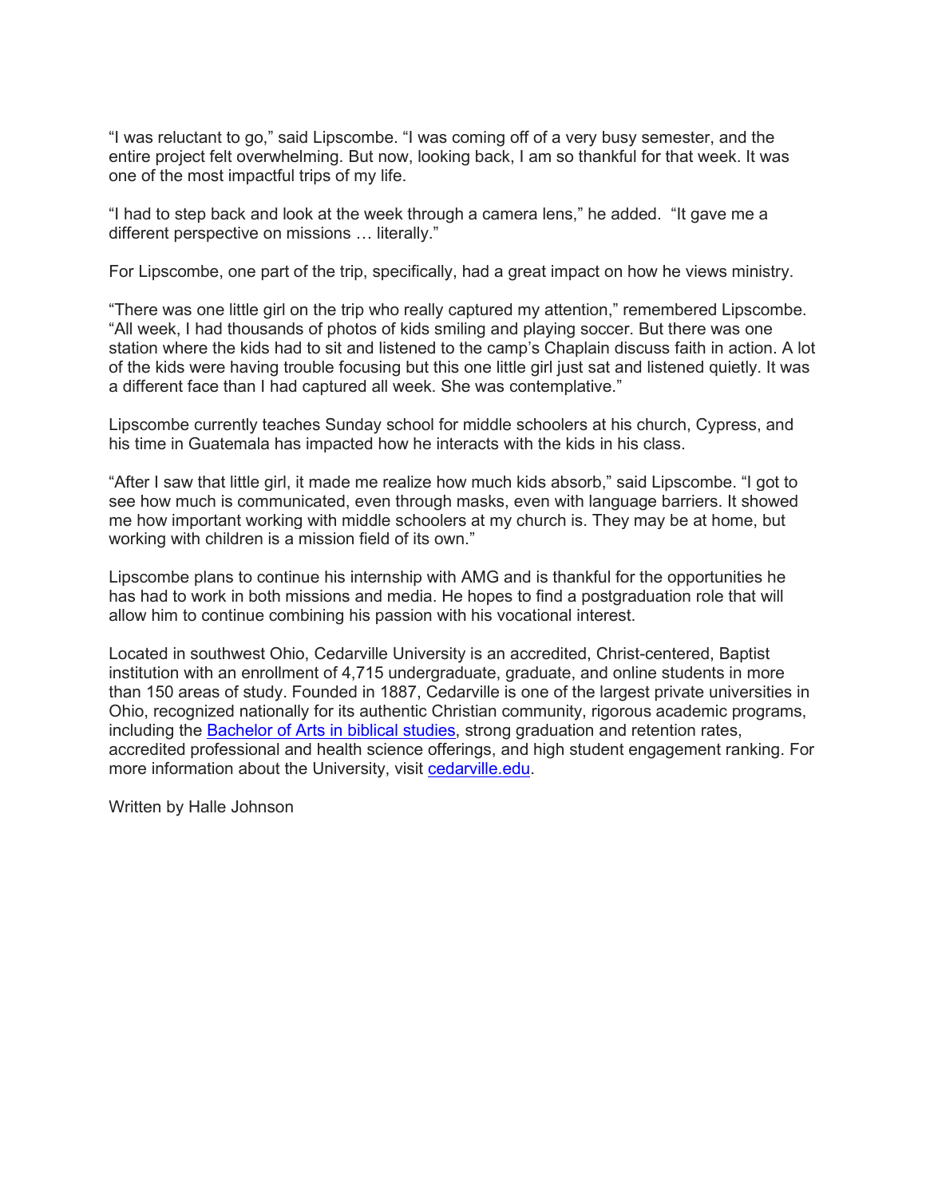"I was reluctant to go," said Lipscombe. "I was coming off of a very busy semester, and the entire project felt overwhelming. But now, looking back, I am so thankful for that week. It was one of the most impactful trips of my life.

"I had to step back and look at the week through a camera lens," he added. "It gave me a different perspective on missions … literally."

For Lipscombe, one part of the trip, specifically, had a great impact on how he views ministry.

"There was one little girl on the trip who really captured my attention," remembered Lipscombe. "All week, I had thousands of photos of kids smiling and playing soccer. But there was one station where the kids had to sit and listened to the camp's Chaplain discuss faith in action. A lot of the kids were having trouble focusing but this one little girl just sat and listened quietly. It was a different face than I had captured all week. She was contemplative."

Lipscombe currently teaches Sunday school for middle schoolers at his church, Cypress, and his time in Guatemala has impacted how he interacts with the kids in his class.

"After I saw that little girl, it made me realize how much kids absorb," said Lipscombe. "I got to see how much is communicated, even through masks, even with language barriers. It showed me how important working with middle schoolers at my church is. They may be at home, but working with children is a mission field of its own."

Lipscombe plans to continue his internship with AMG and is thankful for the opportunities he has had to work in both missions and media. He hopes to find a postgraduation role that will allow him to continue combining his passion with his vocational interest.

Located in southwest Ohio, Cedarville University is an accredited, Christ-centered, Baptist institution with an enrollment of 4,715 undergraduate, graduate, and online students in more than 150 areas of study. Founded in 1887, Cedarville is one of the largest private universities in Ohio, recognized nationally for its authentic Christian community, rigorous academic programs, including the Bachelor of Arts in biblical studies, strong graduation and retention rates, accredited professional and health science offerings, and high student engagement ranking. For more information about the University, visit cedarville.edu.

Written by Halle Johnson